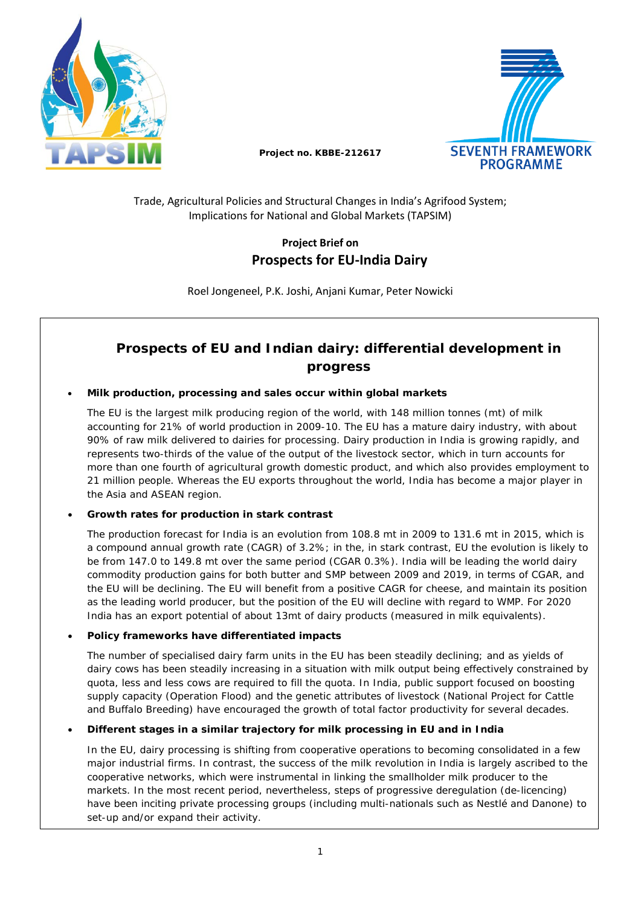Project no. KBBE-212617

Trade, Agricultural Policies and Structural Changes in India's Agrifood System; Implications for National and Global Markets (TAPSIM)

**Project Brief on**

# Prospects for EU-India Dairy

Roel Jongeneel, P.K. Joshi, Anjani Kumar, Peter Nowicki

## Prospects of EU and Indian dairy: differential development in progress

- **Milk production, processing and sales occur within global markets**

  The EU is the largest milk producing region of the world, with 148 million tonnes (mt) of milk accounting for 21% of world production in 2009-10. The EU has a mature dairy industry, with about 90% of raw milk delivered to dairies for processing. Dairy production in India is growing rapidly, and represents two-thirds of the value of the output of the livestock sector, which in turn accounts for more than one fourth of agricultural growth domestic product, and which also provides employment to 21 million people. Whereas the EU exports throughout the world, India has become a major player in the Asia and ASEAN region.

- **Growth rates for production in stark contrast**

  The production forecast for India is an evolution from 108.8 mt in 2009 to 131.6 mt in 2015, which is a compound annual growth rate (CAGR) of 3.2%; in the, in stark contrast, EU the evolution is likely to be from 147.0 to 149.8 mt over the same period (CGAR 0.3%). India will be leading the world dairy commodity production gains for both butter and SMP between 2009 and 2019, in terms of CGAR, and the EU will be declining. The EU will benefit from a positive CAGR for cheese, and maintain its position as the leading world producer, but the position of the EU will decline with regard to WMP. For 2020 India has an export potential of about 13mt of dairy products (measured in milk equivalents).

- **Policy frameworks have differentiated impacts**

  The number of specialised dairy farm units in the EU has been steadily declining; and as yields of dairy cows has been steadily increasing in a situation with milk output being effectively constrained by quota, less and less cows are required to fill the quota. In India, public support focused on boosting supply capacity (Operation Flood) and the genetic attributes of livestock (National Project for Cattle and Buffalo Breeding) have encouraged the growth of total factor productivity for several decades.

- **Different stages in a similar trajectory for milk processing in EU and in India**

  In the EU, dairy processing is shifting from cooperative operations to becoming consolidated in a few major industrial firms. In contrast, the success of the milk revolution in India is largely ascribed to the cooperative networks, which were instrumental in linking the smallholder milk producer to the markets. In the most recent period, nevertheless, steps of progressive deregulation (de-licencing) have been inciting private processing groups (including multi-nationals such as Nestlé and Danone) to set-up and/or expand their activity.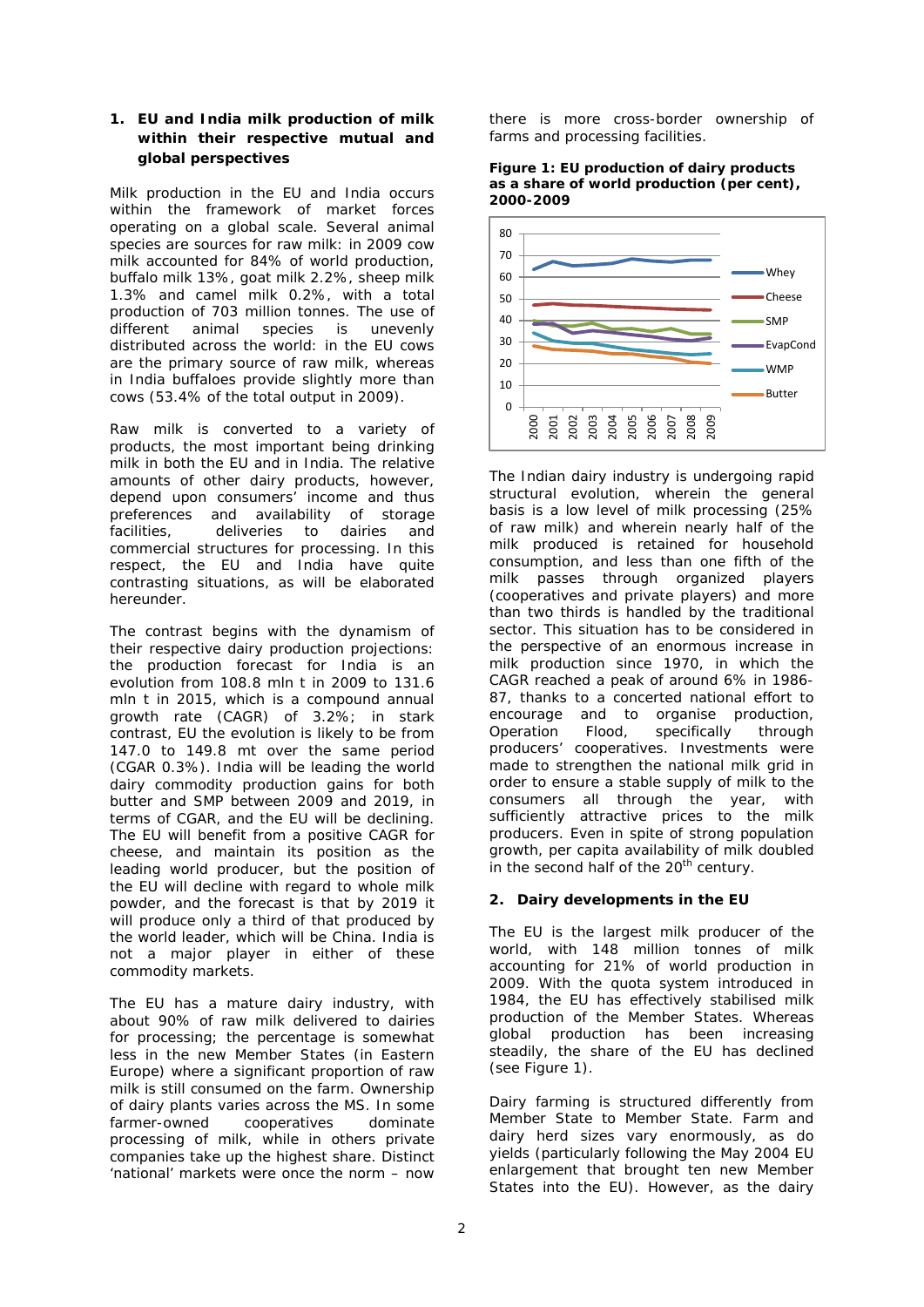## 1. EU and India milk production of milk within their respective mutual and global perspectives

Milk production in the EU and India occurs within the framework of market forces operating on a global scale. Several animal species are sources for raw milk: in 2009 cow milk accounted for 84% of world production, buffalo milk 13%, goat milk 2.2%, sheep milk 1.3% and camel milk 0.2%, with a total production of 703 million tonnes. The use of different animal species is unevenly distributed across the world: in the EU cows are the primary source of raw milk, whereas in India buffaloes provide slightly more than cows (53.4% of the total output in 2009).

Raw milk is converted to a variety of products, the most important being drinking milk in both the EU and in India. The relative amounts of other dairy products, however, depend upon consumers' income and thus preferences and availability of storage facilities, deliveries to dairies and commercial structures for processing. In this respect, the EU and India have quite contrasting situations, as will be elaborated hereunder.

The contrast begins with the dynamism of their respective dairy production projections: the production forecast for India is an evolution from 108.8 mln t in 2009 to 131.6 mln t in 2015, which is a compound annual growth rate (CAGR) of 3.2%; in stark contrast, EU the evolution is likely to be from 147.0 to 149.8 mt over the same period (CGAR 0.3%). India will be leading the world dairy commodity production gains for both butter and SMP between 2009 and 2019, in terms of CGAR, and the EU will be declining. The EU will benefit from a positive CAGR for cheese, and maintain its position as the leading world producer, but the position of the EU will decline with regard to whole milk powder, and the forecast is that by 2019 it will produce only a third of that produced by the world leader, which will be China. India is not a major player in either of these commodity markets.

The EU has a mature dairy industry, with about 90% of raw milk delivered to dairies for processing; the percentage is somewhat less in the new Member States (in Eastern Europe) where a significant proportion of raw milk is still consumed on the farm. Ownership of dairy plants varies across the MS. In some farmer-owned cooperatives dominate processing of milk, while in others private companies take up the highest share. Distinct 'national' markets were once the norm – now there is more cross-border ownership of farms and processing facilities.

**Figure 1: EU production of dairy products as a share of world production (per cent), 2000-2009**

The Indian dairy industry is undergoing rapid structural evolution, wherein the general basis is a low level of milk processing (25% of raw milk) and wherein nearly half of the milk produced is retained for household consumption, and less than one fifth of the milk passes through organized players (cooperatives and private players) and more than two thirds is handled by the traditional sector. This situation has to be considered in the perspective of an enormous increase in milk production since 1970, in which the CAGR reached a peak of around 6% in 1986-87, thanks to a concerted national effort to encourage and to organise production, Operation Flood, specifically through producers' cooperatives. Investments were made to strengthen the national milk grid in order to ensure a stable supply of milk to the consumers all through the year, with sufficiently attractive prices to the milk producers. Even in spite of strong population growth, per capita availability of milk doubled in the second half of the 20th century.

## 2. Dairy developments in the EU

The EU is the largest milk producer of the world, with 148 million tonnes of milk accounting for 21% of world production in 2009. With the quota system introduced in 1984, the EU has effectively stabilised milk production of the Member States. Whereas global production has been increasing steadily, the share of the EU has declined (see Figure 1).

Dairy farming is structured differently from Member State to Member State. Farm and dairy herd sizes vary enormously, as do yields (particularly following the May 2004 EU enlargement that brought ten new Member States into the EU). However, as the dairy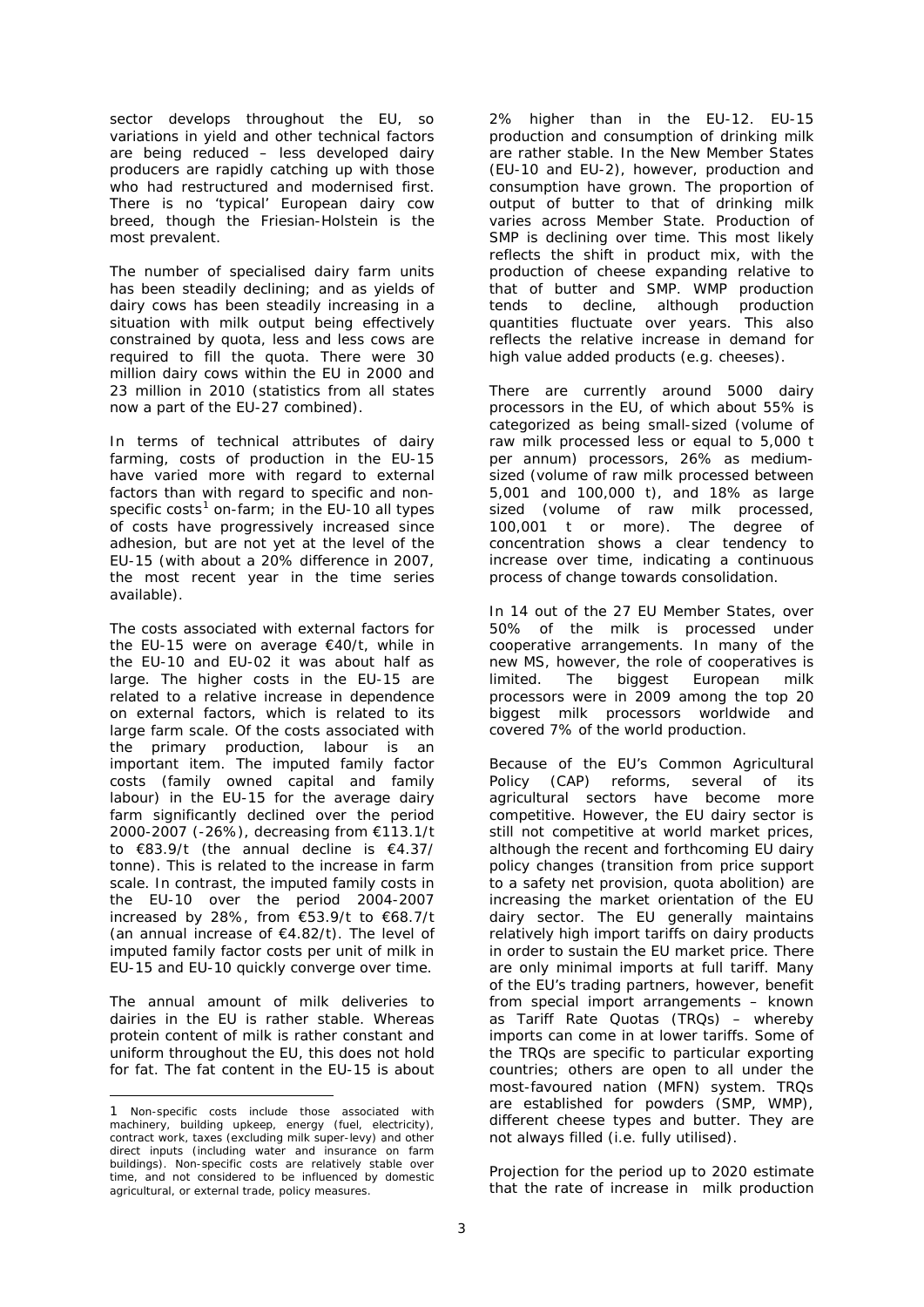sector develops throughout the EU, so variations in yield and other technical factors are being reduced – less developed dairy producers are rapidly catching up with those who had restructured and modernised first. There is no 'typical' European dairy cow breed, though the Friesian-Holstein is the most prevalent.

The number of specialised dairy farm units has been steadily declining; and as yields of dairy cows has been steadily increasing in a situation with milk output being effectively constrained by quota, less and less cows are required to fill the quota. There were 30 million dairy cows within the EU in 2000 and 23 million in 2010 (statistics from all states now a part of the EU-27 combined).

In terms of technical attributes of dairy farming, costs of production in the EU-15 have varied more with regard to external factors than with regard to specific and non-specific costs[1] on-farm; in the EU-10 all types of costs have progressively increased since adhesion, but are not yet at the level of the EU-15 (with about a 20% difference in 2007, the most recent year in the time series available).

The costs associated with external factors for the EU-15 were on average €40/t, while in the EU-10 and EU-02 it was about half as large. The higher costs in the EU-15 are related to a relative increase in dependence on external factors, which is related to its large farm scale. Of the costs associated with the primary production, labour is an important item. The imputed family factor costs (family owned capital and family labour) in the EU-15 for the average dairy farm significantly declined over the period 2000-2007 (-26%), decreasing from €113.1/t to €83.9/t (the annual decline is €4.37/ tonne). This is related to the increase in farm scale. In contrast, the imputed family costs in the EU-10 over the period 2004-2007 increased by 28%, from €53.9/t to €68.7/t (an annual increase of €4.82/t). The level of imputed family factor costs per unit of milk in EU-15 and EU-10 quickly converge over time.

The annual amount of milk deliveries to dairies in the EU is rather stable. Whereas protein content of milk is rather constant and uniform throughout the EU, this does not hold for fat. The fat content in the EU-15 is about 2% higher than in the EU-12. EU-15 production and consumption of drinking milk are rather stable. In the New Member States (EU-10 and EU-2), however, production and consumption have grown. The proportion of output of butter to that of drinking milk varies across Member State. Production of SMP is declining over time. This most likely reflects the shift in product mix, with the production of cheese expanding relative to that of butter and SMP. WMP production tends to decline, although production quantities fluctuate over years. This also reflects the relative increase in demand for high value added products (e.g. cheeses).

There are currently around 5000 dairy processors in the EU, of which about 55% is categorized as being small-sized (volume of raw milk processed less or equal to 5,000 t per annum) processors, 26% as medium-sized (volume of raw milk processed between 5,001 and 100,000 t), and 18% as large sized (volume of raw milk processed, 100,001 t or more). The degree of concentration shows a clear tendency to increase over time, indicating a continuous process of change towards consolidation.

In 14 out of the 27 EU Member States, over 50% of the milk is processed under cooperative arrangements. In many of the new MS, however, the role of cooperatives is limited. The biggest European milk processors were in 2009 among the top 20 biggest milk processors worldwide and covered 7% of the world production.

Because of the EU's Common Agricultural Policy (CAP) reforms, several of its agricultural sectors have become more competitive. However, the EU dairy sector is still not competitive at world market prices, although the recent and forthcoming EU dairy policy changes (transition from price support to a safety net provision, quota abolition) are increasing the market orientation of the EU dairy sector. The EU generally maintains relatively high import tariffs on dairy products in order to sustain the EU market price. There are only minimal imports at full tariff. Many of the EU's trading partners, however, benefit from special import arrangements – known as Tariff Rate Quotas (TRQs) – whereby imports can come in at lower tariffs. Some of the TRQs are specific to particular exporting countries; others are open to all under the most-favoured nation (MFN) system. TRQs are established for powders (SMP, WMP), different cheese types and butter. They are not always filled (i.e. fully utilised).

Projection for the period up to 2020 estimate that the rate of increase in milk production

---

[1] Non-specific costs include those associated with machinery, building upkeep, energy (fuel, electricity), contract work, taxes (excluding milk super-levy) and other direct inputs (including water and insurance on farm buildings). Non-specific costs are relatively stable over time, and not considered to be influenced by domestic agricultural, or external trade, policy measures.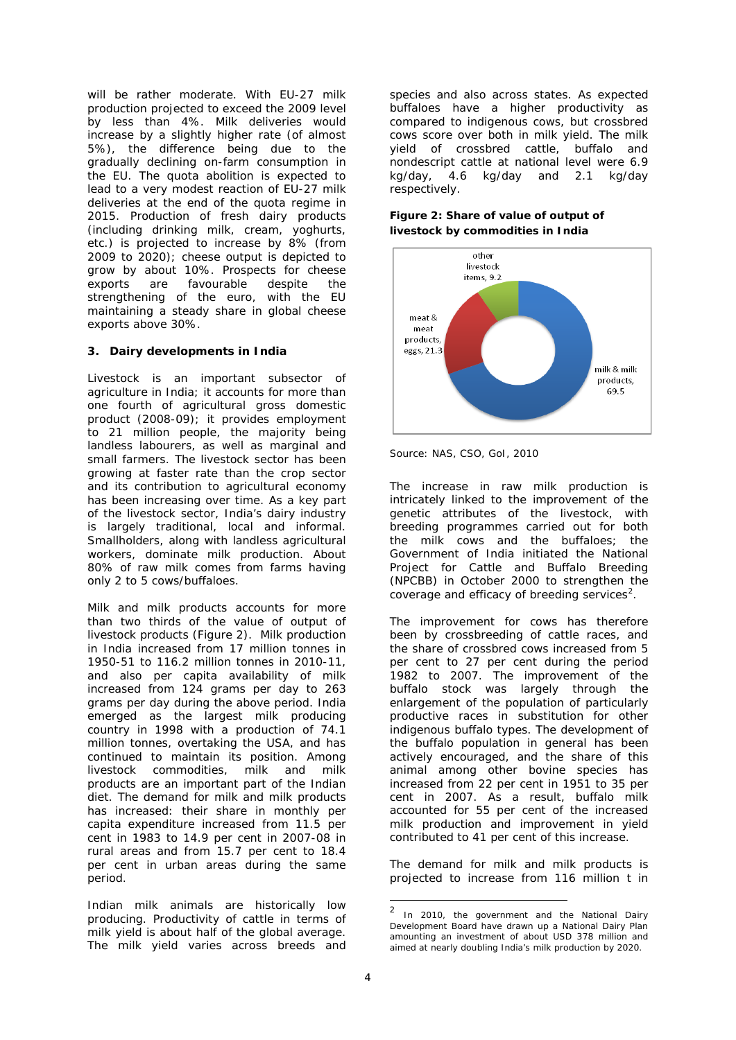will be rather moderate. With EU-27 milk production projected to exceed the 2009 level by less than 4%. Milk deliveries would increase by a slightly higher rate (of almost 5%), the difference being due to the gradually declining on-farm consumption in the EU. The quota abolition is expected to lead to a very modest reaction of EU-27 milk deliveries at the end of the quota regime in 2015. Production of fresh dairy products (including drinking milk, cream, yoghurts, etc.) is projected to increase by 8% (from 2009 to 2020); cheese output is depicted to grow by about 10%. Prospects for cheese exports are favourable despite the strengthening of the euro, with the EU maintaining a steady share in global cheese exports above 30%.

## 3. Dairy developments in India

Livestock is an important subsector of agriculture in India; it accounts for more than one fourth of agricultural gross domestic product (2008-09); it provides employment to 21 million people, the majority being landless labourers, as well as marginal and small farmers. The livestock sector has been growing at faster rate than the crop sector and its contribution to agricultural economy has been increasing over time. As a key part of the livestock sector, India's dairy industry is largely traditional, local and informal. Smallholders, along with landless agricultural workers, dominate milk production. About 80% of raw milk comes from farms having only 2 to 5 cows/buffaloes.

Milk and milk products accounts for more than two thirds of the value of output of livestock products (Figure 2). Milk production in India increased from 17 million tonnes in 1950-51 to 116.2 million tonnes in 2010-11, and also per capita availability of milk increased from 124 grams per day to 263 grams per day during the above period. India emerged as the largest milk producing country in 1998 with a production of 74.1 million tonnes, overtaking the USA, and has continued to maintain its position. Among livestock commodities, milk and milk products are an important part of the Indian diet. The demand for milk and milk products has increased: their share in monthly per capita expenditure increased from 11.5 per cent in 1983 to 14.9 per cent in 2007-08 in rural areas and from 15.7 per cent to 18.4 per cent in urban areas during the same period.

Indian milk animals are historically low producing. Productivity of cattle in terms of milk yield is about half of the global average. The milk yield varies across breeds and species and also across states. As expected buffaloes have a higher productivity as compared to indigenous cows, but crossbred cows score over both in milk yield. The milk yield of crossbred cattle, buffalo and nondescript cattle at national level were 6.9 kg/day, 4.6 kg/day and 2.1 kg/day respectively.

**Figure 2: Share of value of output of livestock by commodities in India**

| Commodity | Share |
|---|---|
| milk & milk products | 69.5 |
| meat & meat products, eggs | 21.3 |
| other livestock items | 9.2 |

Source: NAS, CSO, GoI, 2010

The increase in raw milk production is intricately linked to the improvement of the genetic attributes of the livestock, with breeding programmes carried out for both the milk cows and the buffaloes; the Government of India initiated the National Project for Cattle and Buffalo Breeding (NPCBB) in October 2000 to strengthen the coverage and efficacy of breeding services[2].

The improvement for cows has therefore been by crossbreeding of cattle races, and the share of crossbred cows increased from 5 per cent to 27 per cent during the period 1982 to 2007. The improvement of the buffalo stock was largely through the enlargement of the population of particularly productive races in substitution for other indigenous buffalo types. The development of the buffalo population in general has been actively encouraged, and the share of this animal among other bovine species has increased from 22 per cent in 1951 to 35 per cent in 2007. As a result, buffalo milk accounted for 55 per cent of the increased milk production and improvement in yield contributed to 41 per cent of this increase.

The demand for milk and milk products is projected to increase from 116 million t in

[2] In 2010, the government and the National Dairy Development Board have drawn up a National Dairy Plan amounting an investment of about USD 378 million and aimed at nearly doubling India's milk production by 2020.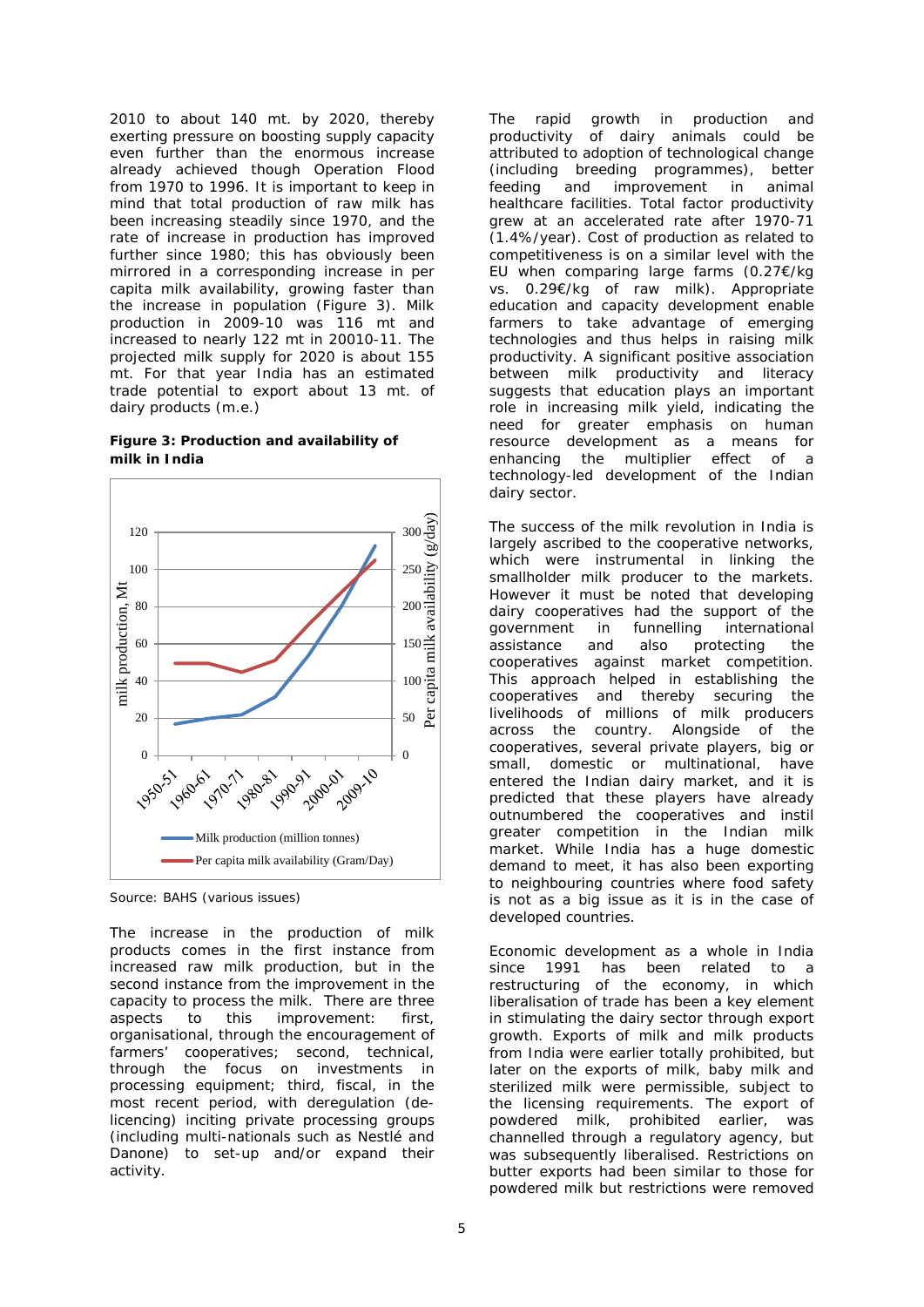2010 to about 140 mt. by 2020, thereby exerting pressure on boosting supply capacity even further than the enormous increase already achieved though Operation Flood from 1970 to 1996. It is important to keep in mind that total production of raw milk has been increasing steadily since 1970, and the rate of increase in production has improved further since 1980; this has obviously been mirrored in a corresponding increase in per capita milk availability, growing faster than the increase in population (Figure 3). Milk production in 2009-10 was 116 mt and increased to nearly 122 mt in 20010-11. The projected milk supply for 2020 is about 155 mt. For that year India has an estimated trade potential to export about 13 mt. of dairy products (m.e.)

**Figure 3: Production and availability of milk in India**

Source: BAHS (various issues)

The increase in the production of milk products comes in the first instance from increased raw milk production, but in the second instance from the improvement in the capacity to process the milk. There are three aspects to this improvement: first, organisational, through the encouragement of farmers' cooperatives; second, technical, through the focus on investments in processing equipment; third, fiscal, in the most recent period, with deregulation (de-licencing) inciting private processing groups (including multi-nationals such as Nestlé and Danone) to set-up and/or expand their activity.

The rapid growth in production and productivity of dairy animals could be attributed to adoption of technological change (including breeding programmes), better feeding and improvement in animal healthcare facilities. Total factor productivity grew at an accelerated rate after 1970-71 (1.4%/year). Cost of production as related to competitiveness is on a similar level with the EU when comparing large farms (0.27€/kg vs. 0.29€/kg of raw milk). Appropriate education and capacity development enable farmers to take advantage of emerging technologies and thus helps in raising milk productivity. A significant positive association between milk productivity and literacy suggests that education plays an important role in increasing milk yield, indicating the need for greater emphasis on human resource development as a means for enhancing the multiplier effect of a technology-led development of the Indian dairy sector.

The success of the milk revolution in India is largely ascribed to the cooperative networks, which were instrumental in linking the smallholder milk producer to the markets. However it must be noted that developing dairy cooperatives had the support of the government in funnelling international assistance and also protecting the cooperatives against market competition. This approach helped in establishing the cooperatives and thereby securing the livelihoods of millions of milk producers across the country. Alongside of the cooperatives, several private players, big or small, domestic or multinational, have entered the Indian dairy market, and it is predicted that these players have already outnumbered the cooperatives and instil greater competition in the Indian milk market. While India has a huge domestic demand to meet, it has also been exporting to neighbouring countries where food safety is not as a big issue as it is in the case of developed countries.

Economic development as a whole in India since 1991 has been related to a restructuring of the economy, in which liberalisation of trade has been a key element in stimulating the dairy sector through export growth. Exports of milk and milk products from India were earlier totally prohibited, but later on the exports of milk, baby milk and sterilized milk were permissible, subject to the licensing requirements. The export of powdered milk, prohibited earlier, was channelled through a regulatory agency, but was subsequently liberalised. Restrictions on butter exports had been similar to those for powdered milk but restrictions were removed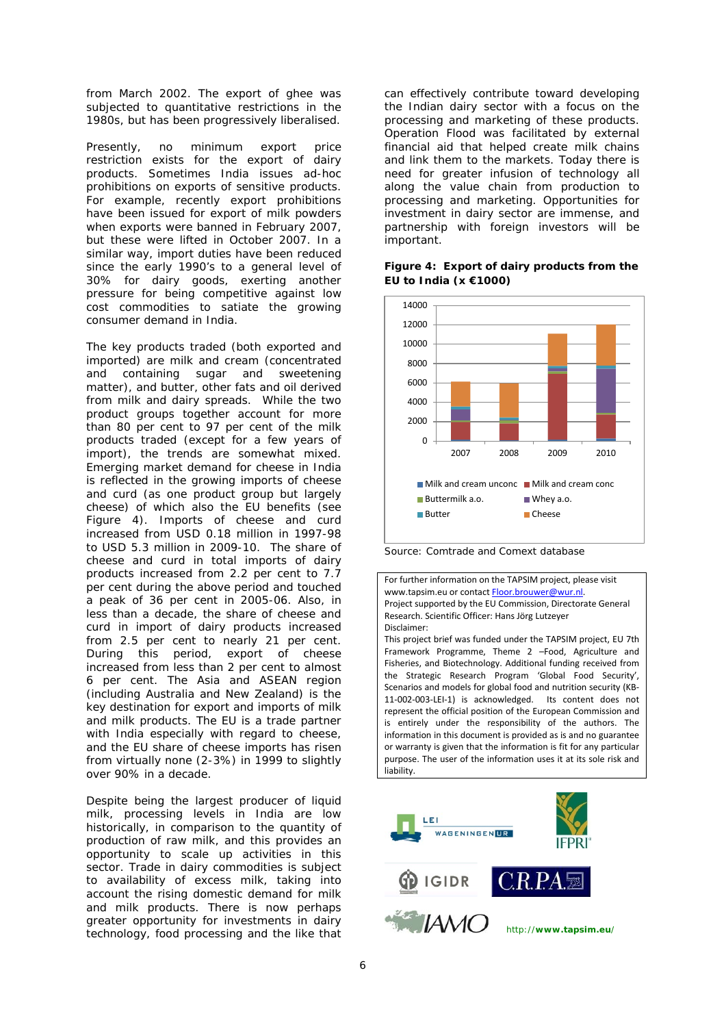from March 2002. The export of ghee was subjected to quantitative restrictions in the 1980s, but has been progressively liberalised.

Presently, no minimum export price restriction exists for the export of dairy products. Sometimes India issues ad-hoc prohibitions on exports of sensitive products. For example, recently export prohibitions have been issued for export of milk powders when exports were banned in February 2007, but these were lifted in October 2007. In a similar way, import duties have been reduced since the early 1990's to a general level of 30% for dairy goods, exerting another pressure for being competitive against low cost commodities to satiate the growing consumer demand in India.

The key products traded (both exported and imported) are milk and cream (concentrated and containing sugar and sweetening matter), and butter, other fats and oil derived from milk and dairy spreads. While the two product groups together account for more than 80 per cent to 97 per cent of the milk products traded (except for a few years of import), the trends are somewhat mixed. Emerging market demand for cheese in India is reflected in the growing imports of cheese and curd (as one product group but largely cheese) of which also the EU benefits (see Figure 4). Imports of cheese and curd increased from USD 0.18 million in 1997-98 to USD 5.3 million in 2009-10. The share of cheese and curd in total imports of dairy products increased from 2.2 per cent to 7.7 per cent during the above period and touched a peak of 36 per cent in 2005-06. Also, in less than a decade, the share of cheese and curd in import of dairy products increased from 2.5 per cent to nearly 21 per cent. During this period, export of cheese increased from less than 2 per cent to almost 6 per cent. The Asia and ASEAN region (including Australia and New Zealand) is the key destination for export and imports of milk and milk products. The EU is a trade partner with India especially with regard to cheese, and the EU share of cheese imports has risen from virtually none (2-3%) in 1999 to slightly over 90% in a decade.

Despite being the largest producer of liquid milk, processing levels in India are low historically, in comparison to the quantity of production of raw milk, and this provides an opportunity to scale up activities in this sector. Trade in dairy commodities is subject to availability of excess milk, taking into account the rising domestic demand for milk and milk products. There is now perhaps greater opportunity for investments in dairy technology, food processing and the like that can effectively contribute toward developing the Indian dairy sector with a focus on the processing and marketing of these products. Operation Flood was facilitated by external financial aid that helped create milk chains and link them to the markets. Today there is need for greater infusion of technology all along the value chain from production to processing and marketing. Opportunities for investment in dairy sector are immense, and partnership with foreign investors will be important.

**Figure 4: Export of dairy products from the EU to India (x €1000)**

14000
12000
10000
8000
6000
4000
2000
0
2007 2008 2009 2010

Milk and cream unconc
Milk and cream conc
Buttermilk a.o.
Whey a.o.
Butter
Cheese

Source: Comtrade and Comext database

For further information on the TAPSIM project, please visit www.tapsim.eu or contact Floor.brouwer@wur.nl.
Project supported by the EU Commission, Directorate General Research. Scientific Officer: Hans Jörg Lutzeyer
Disclaimer:
This project brief was funded under the TAPSIM project, EU 7th Framework Programme, Theme 2 –Food, Agriculture and Fisheries, and Biotechnology. Additional funding received from the Strategic Research Program 'Global Food Security', Scenarios and models for global food and nutrition security (KB-11-002-003-LEI-1) is acknowledged. Its content does not represent the official position of the European Commission and is entirely under the responsibility of the authors. The information in this document is provided as is and no guarantee or warranty is given that the information is fit for any particular purpose. The user of the information uses it at its sole risk and liability.

LEI WAGENINGEN UR
IFPRI
IGIDR
C.R.P.A.
IAMO

http://www.tapsim.eu/